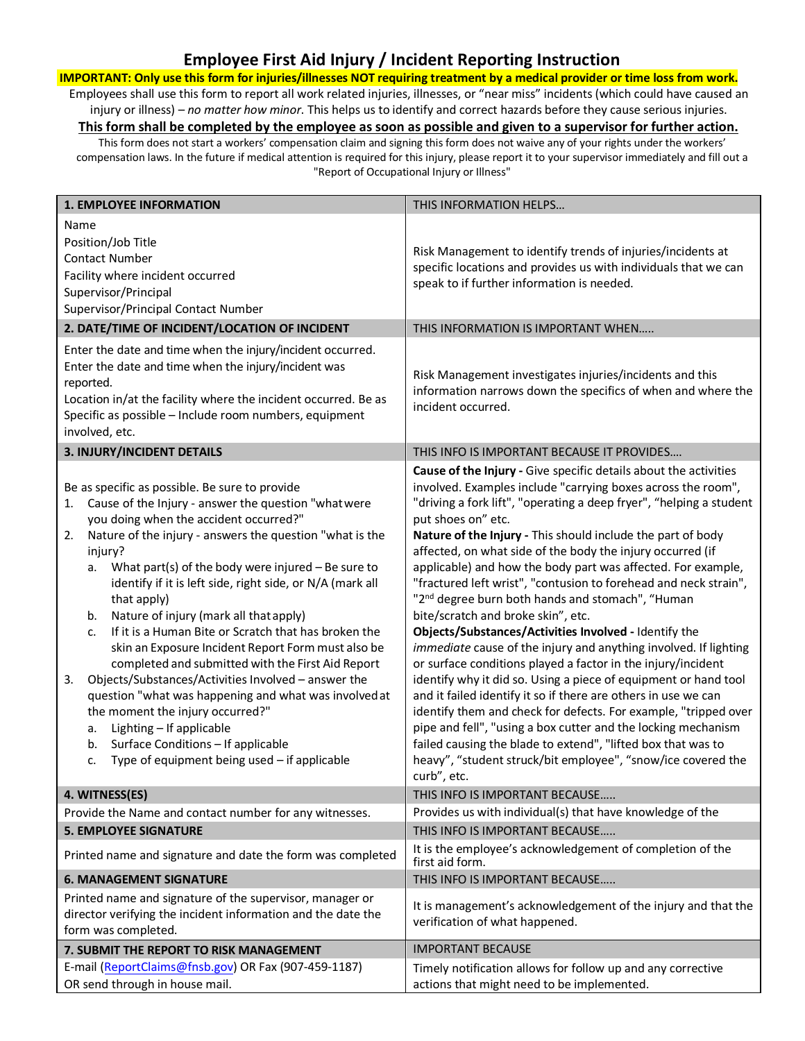# Employee First Aid Injury / Incident Reporting Instruction

**IMPORTANT: Only use this form for injuries/illnesses NOT requiring treatment by a medical provider or time loss from work.**

Employees shall use this form to report all work related injuries, illnesses, or "near miss" incidents (which could have caused an injury or illness) – *no matter how minor.* This helps us to identify and correct hazards before they cause serious injuries.

**This form shall be completed by the employee as soon as possible and given to a supervisor for further action.**

This form does not start a workers' compensation claim and signing this form does not waive any of your rights under the workers' compensation laws. In the future if medical attention is required for this injury, please report it to your supervisor immediately and fill out a "Report of Occupational Injury or Illness"

| **1. EMPLOYEE INFORMATION** | THIS INFORMATION HELPS… |
|---|---|
| Name<br>Position/Job Title<br>Contact Number<br>Facility where incident occurred<br>Supervisor/Principal<br>Supervisor/Principal Contact Number | Risk Management to identify trends of injuries/incidents at specific locations and provides us with individuals that we can speak to if further information is needed. |
| **2. DATE/TIME OF INCIDENT/LOCATION OF INCIDENT** | THIS INFORMATION IS IMPORTANT WHEN….. |
| Enter the date and time when the injury/incident occurred.<br>Enter the date and time when the injury/incident was reported.<br>Location in/at the facility where the incident occurred. Be as Specific as possible – Include room numbers, equipment involved, etc. | Risk Management investigates injuries/incidents and this information narrows down the specifics of when and where the incident occurred. |
| **3. INJURY/INCIDENT DETAILS** | THIS INFO IS IMPORTANT BECAUSE IT PROVIDES…. |
| Be as specific as possible. Be sure to provide<br>1. Cause of the Injury - answer the question "what were you doing when the accident occurred?"<br>2. Nature of the injury - answers the question "what is the injury?<br>&nbsp;&nbsp;&nbsp;a. What part(s) of the body were injured – Be sure to identify if it is left side, right side, or N/A (mark all that apply)<br>&nbsp;&nbsp;&nbsp;b. Nature of injury (mark all that apply)<br>&nbsp;&nbsp;&nbsp;c. If it is a Human Bite or Scratch that has broken the skin an Exposure Incident Report Form must also be completed and submitted with the First Aid Report<br>3. Objects/Substances/Activities Involved – answer the question "what was happening and what was involved at the moment the injury occurred?"<br>&nbsp;&nbsp;&nbsp;a. Lighting – If applicable<br>&nbsp;&nbsp;&nbsp;b. Surface Conditions – If applicable<br>&nbsp;&nbsp;&nbsp;c. Type of equipment being used – if applicable | **Cause of the Injury -** Give specific details about the activities involved. Examples include "carrying boxes across the room", "driving a fork lift", "operating a deep fryer", "helping a student put shoes on" etc.<br>**Nature of the Injury -** This should include the part of body affected, on what side of the body the injury occurred (if applicable) and how the body part was affected. For example, "fractured left wrist", "contusion to forehead and neck strain", "2nd degree burn both hands and stomach", "Human bite/scratch and broke skin", etc.<br>**Objects/Substances/Activities Involved -** Identify the *immediate* cause of the injury and anything involved. If lighting or surface conditions played a factor in the injury/incident identify why it did so. Using a piece of equipment or hand tool and it failed identify it so if there are others in use we can identify them and check for defects. For example, "tripped over pipe and fell", "using a box cutter and the locking mechanism failed causing the blade to extend", "lifted box that was to heavy", "student struck/bit employee", "snow/ice covered the curb", etc. |
| **4. WITNESS(ES)** | THIS INFO IS IMPORTANT BECAUSE….. |
| Provide the Name and contact number for any witnesses. | Provides us with individual(s) that have knowledge of the |
| **5. EMPLOYEE SIGNATURE** | THIS INFO IS IMPORTANT BECAUSE….. |
| Printed name and signature and date the form was completed | It is the employee's acknowledgement of completion of the first aid form. |
| **6. MANAGEMENT SIGNATURE** | THIS INFO IS IMPORTANT BECAUSE….. |
| Printed name and signature of the supervisor, manager or director verifying the incident information and the date the form was completed. | It is management's acknowledgement of the injury and that the verification of what happened. |
| **7. SUBMIT THE REPORT TO RISK MANAGEMENT** | IMPORTANT BECAUSE |
| E-mail (ReportClaims@fnsb.gov) OR Fax (907-459-1187) OR send through in house mail. | Timely notification allows for follow up and any corrective actions that might need to be implemented. |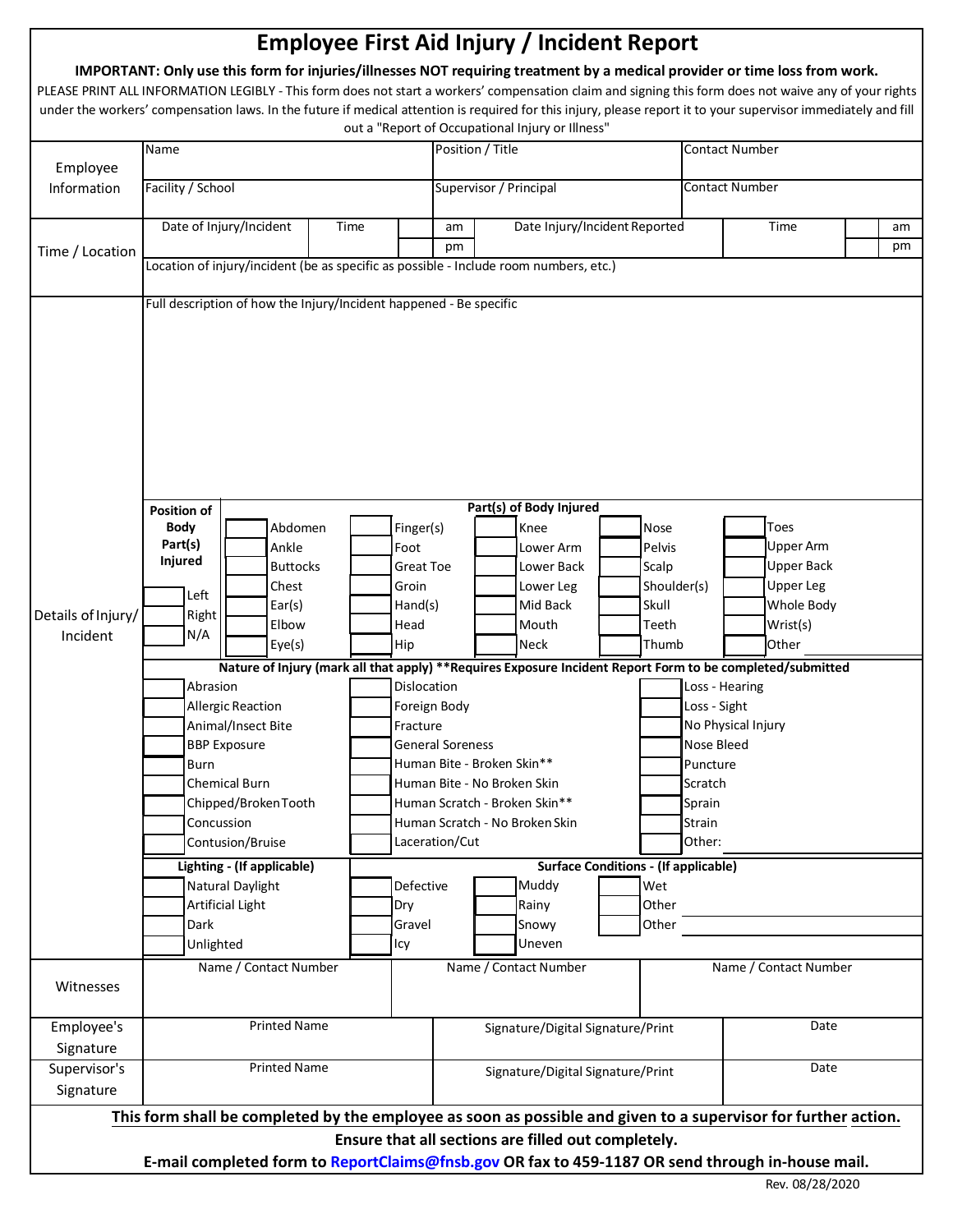# Employee First Aid Injury / Incident Report

**IMPORTANT: Only use this form for injuries/illnesses NOT requiring treatment by a medical provider or time loss from work.**

PLEASE PRINT ALL INFORMATION LEGIBLY - This form does not start a workers' compensation claim and signing this form does not waive any of your rights under the workers' compensation laws. In the future if medical attention is required for this injury, please report it to your supervisor immediately and fill out a "Report of Occupational Injury or Illness"

| | | | |
|---|---|---|---|
| Employee Information | Name | Position / Title | Contact Number |
| | Facility / School | Supervisor / Principal | Contact Number |

| | | | | | | | |
|---|---|---|---|---|---|---|---|
| Time / Location | Date of Injury/Incident | Time | am / pm | Date Injury/Incident Reported | Time | am / pm |
| | Location of injury/incident (be as specific as possible - Include room numbers, etc.) | | | | | |

**Details of Injury/ Incident**

Full description of how the Injury/Incident happened - Be specific

**Position of Body Part(s) Injured**

- [ ] Left
- [ ] Right
- [ ] N/A

**Part(s) of Body Injured**

| | | | | |
|---|---|---|---|---|
| [ ] Abdomen | [ ] Finger(s) | [ ] Knee | [ ] Nose | [ ] Toes |
| [ ] Ankle | [ ] Foot | [ ] Lower Arm | [ ] Pelvis | [ ] Upper Arm |
| [ ] Buttocks | [ ] Great Toe | [ ] Lower Back | [ ] Scalp | [ ] Upper Back |
| [ ] Chest | [ ] Groin | [ ] Lower Leg | [ ] Shoulder(s) | [ ] Upper Leg |
| [ ] Ear(s) | [ ] Hand(s) | [ ] Mid Back | [ ] Skull | [ ] Whole Body |
| [ ] Elbow | [ ] Head | [ ] Mouth | [ ] Teeth | [ ] Wrist(s) |
| [ ] Eye(s) | [ ] Hip | [ ] Neck | [ ] Thumb | [ ] Other |

**Nature of Injury (mark all that apply) **Requires Exposure Incident Report Form to be completed/submitted**

| | | |
|---|---|---|
| [ ] Abrasion | [ ] Dislocation | [ ] Loss - Hearing |
| [ ] Allergic Reaction | [ ] Foreign Body | [ ] Loss - Sight |
| [ ] Animal/Insect Bite | [ ] Fracture | [ ] No Physical Injury |
| [ ] BBP Exposure | [ ] General Soreness | [ ] Nose Bleed |
| [ ] Burn | [ ] Human Bite - Broken Skin** | [ ] Puncture |
| [ ] Chemical Burn | [ ] Human Bite - No Broken Skin | [ ] Scratch |
| [ ] Chipped/Broken Tooth | [ ] Human Scratch - Broken Skin** | [ ] Sprain |
| [ ] Concussion | [ ] Human Scratch - No Broken Skin | [ ] Strain |
| [ ] Contusion/Bruise | [ ] Laceration/Cut | [ ] Other: |

| Lighting - (If applicable) | Surface Conditions - (If applicable) | | |
|---|---|---|---|
| [ ] Natural Daylight | [ ] Defective | [ ] Muddy | [ ] Wet |
| [ ] Artificial Light | [ ] Dry | [ ] Rainy | [ ] Other |
| [ ] Dark | [ ] Gravel | [ ] Snowy | [ ] Other |
| [ ] Unlighted | [ ] Icy | [ ] Uneven | |

| | | | |
|---|---|---|---|
| Witnesses | Name / Contact Number | Name / Contact Number | Name / Contact Number |

| | | | |
|---|---|---|---|
| Employee's Signature | Printed Name | Signature/Digital Signature/Print | Date |
| Supervisor's Signature | Printed Name | Signature/Digital Signature/Print | Date |

**This form shall be completed by the employee as soon as possible and given to a supervisor for further action.**

**Ensure that all sections are filled out completely.**

**E-mail completed form to ReportClaims@fnsb.gov OR fax to 459-1187 OR send through in-house mail.**

Rev. 08/28/2020